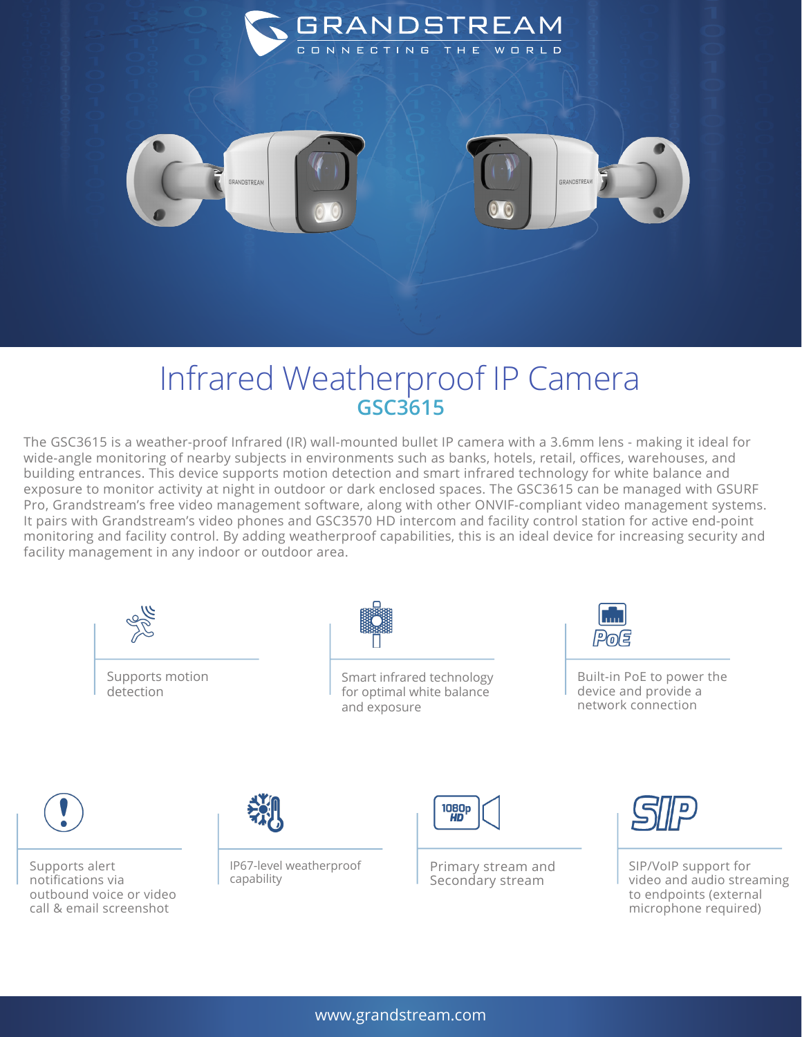GRANDSTREAM

CONNECTING THE WORLD

# Infrared Weatherproof IP Camera

## GSC3615

The GSC3615 is a weather-proof Infrared (IR) wall-mounted bullet IP camera with a 3.6mm lens - making it ideal for wide-angle monitoring of nearby subjects in environments such as banks, hotels, retail, offices, warehouses, and building entrances. This device supports motion detection and smart infrared technology for white balance and exposure to monitor activity at night in outdoor or dark enclosed spaces. The GSC3615 can be managed with GSURF Pro, Grandstream's free video management software, along with other ONVIF-compliant video management systems. It pairs with Grandstream's video phones and GSC3570 HD intercom and facility control station for active end-point monitoring and facility control. By adding weatherproof capabilities, this is an ideal device for increasing security and facility management in any indoor or outdoor area.

- Supports motion detection
- Smart infrared technology for optimal white balance and exposure
- Built-in PoE to power the device and provide a network connection
- Supports alert notifications via outbound voice or video call & email screenshot
- IP67-level weatherproof capability
- Primary stream and Secondary stream
- SIP/VoIP support for video and audio streaming to endpoints (external microphone required)

www.grandstream.com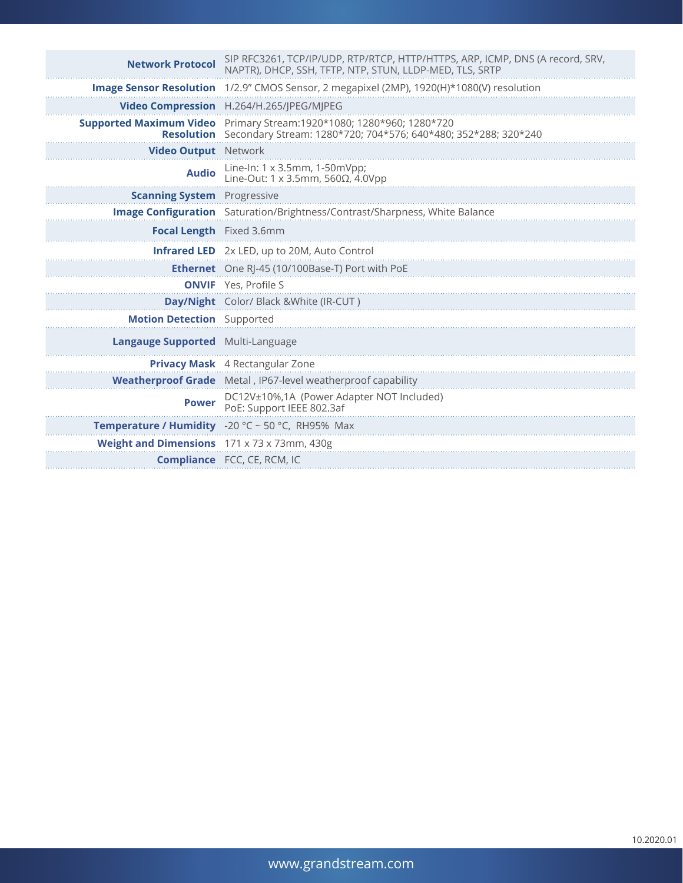| | |
|---|---|
| **Network Protocol** | SIP RFC3261, TCP/IP/UDP, RTP/RTCP, HTTP/HTTPS, ARP, ICMP, DNS (A record, SRV, NAPTR), DHCP, SSH, TFTP, NTP, STUN, LLDP-MED, TLS, SRTP |
| **Image Sensor Resolution** | 1/2.9" CMOS Sensor, 2 megapixel (2MP), 1920(H)*1080(V) resolution |
| **Video Compression** | H.264/H.265/JPEG/MJPEG |
| **Supported Maximum Video Resolution** | Primary Stream:1920*1080; 1280*960; 1280*720<br>Secondary Stream: 1280*720; 704*576; 640*480; 352*288; 320*240 |
| **Video Output** | Network |
| **Audio** | Line-In: 1 x 3.5mm, 1-50mVpp;<br>Line-Out: 1 x 3.5mm, 560Ω, 4.0Vpp |
| **Scanning System** | Progressive |
| **Image Configuration** | Saturation/Brightness/Contrast/Sharpness, White Balance |
| **Focal Length** | Fixed 3.6mm |
| **Infrared LED** | 2x LED, up to 20M, Auto Control |
| **Ethernet** | One RJ-45 (10/100Base-T) Port with PoE |
| **ONVIF** | Yes, Profile S |
| **Day/Night** | Color/ Black &White (IR-CUT ) |
| **Motion Detection** | Supported |
| **Langauge Supported** | Multi-Language |
| **Privacy Mask** | 4 Rectangular Zone |
| **Weatherproof Grade** | Metal , IP67-level weatherproof capability |
| **Power** | DC12V±10%,1A (Power Adapter NOT Included)<br>PoE: Support IEEE 802.3af |
| **Temperature / Humidity** | -20 °C ~ 50 °C, RH95% Max |
| **Weight and Dimensions** | 171 x 73 x 73mm, 430g |
| **Compliance** | FCC, CE, RCM, IC |

10.2020.01

www.grandstream.com